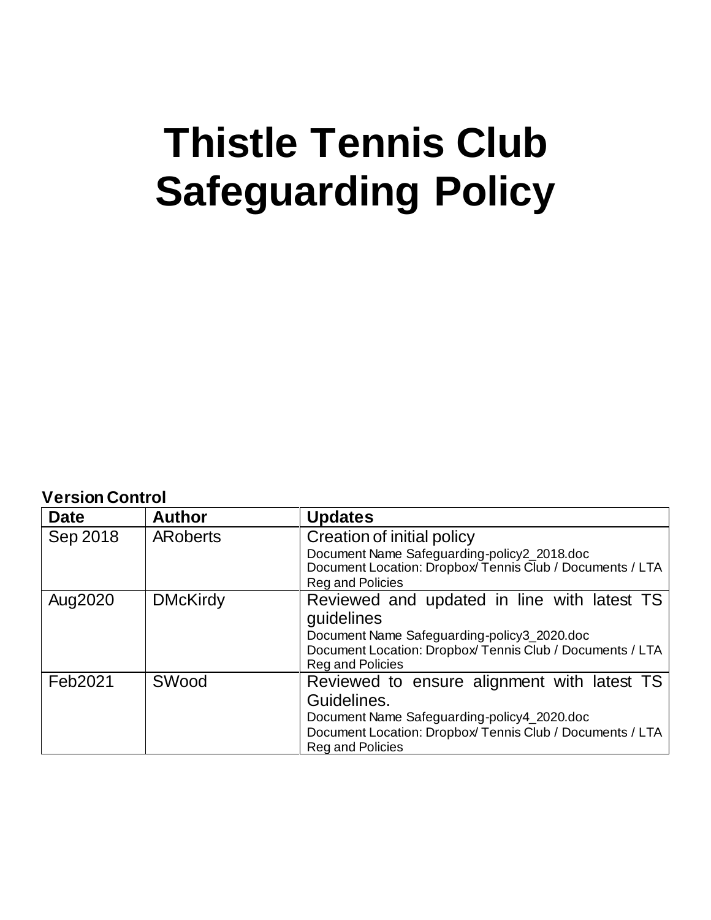# Thistle Tennis Club Safeguarding Policy

**Version Control**

| Date | Author | Updates |
|---|---|---|
| Sep 2018 | ARoberts | Creation of initial policy<br>Document Name Safeguarding-policy2_2018.doc<br>Document Location: Dropbox/ Tennis Club / Documents / LTA Reg and Policies |
| Aug2020 | DMcKirdy | Reviewed and updated in line with latest TS guidelines<br>Document Name Safeguarding-policy3_2020.doc<br>Document Location: Dropbox/ Tennis Club / Documents / LTA Reg and Policies |
| Feb2021 | SWood | Reviewed to ensure alignment with latest TS Guidelines.<br>Document Name Safeguarding-policy4_2020.doc<br>Document Location: Dropbox/ Tennis Club / Documents / LTA Reg and Policies |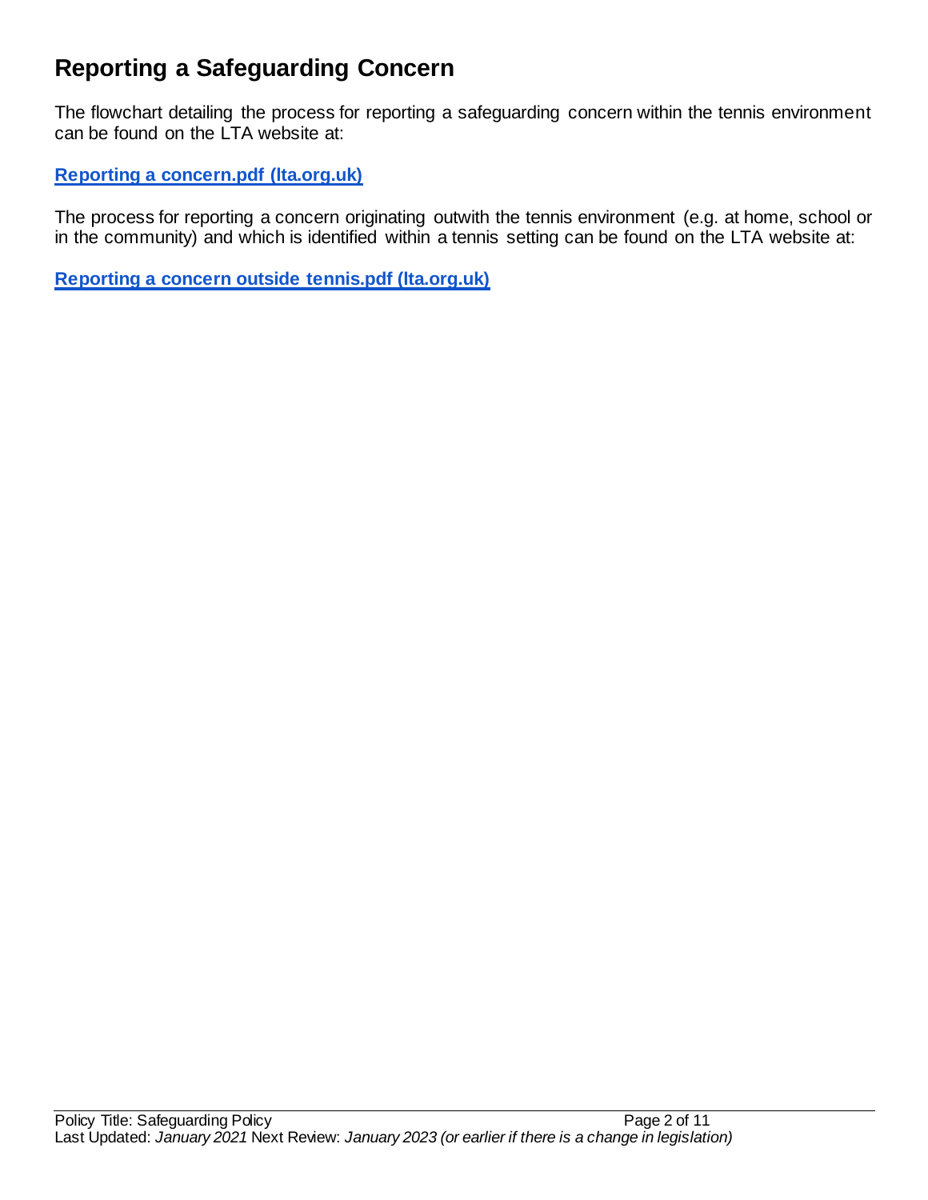## Reporting a Safeguarding Concern

The flowchart detailing the process for reporting a safeguarding concern within the tennis environment can be found on the LTA website at:

**Reporting a concern.pdf (lta.org.uk)**

The process for reporting a concern originating outwith the tennis environment (e.g. at home, school or in the community) and which is identified within a tennis setting can be found on the LTA website at:

**Reporting a concern outside tennis.pdf (lta.org.uk)**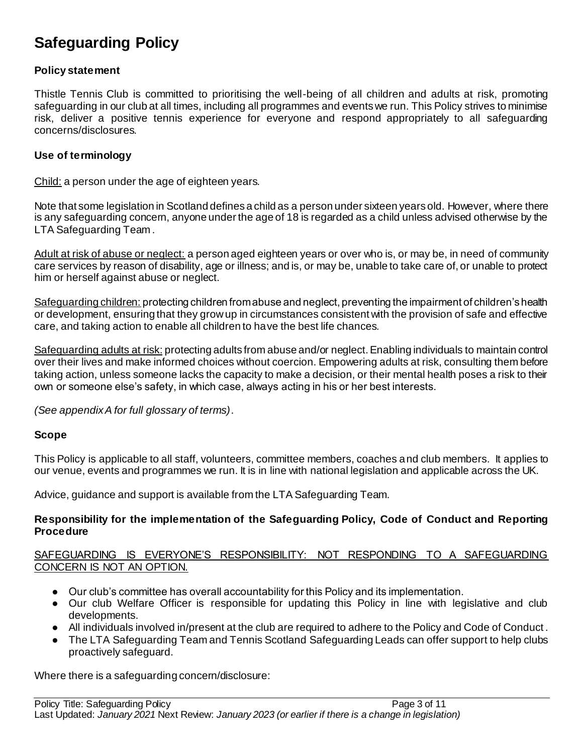# Safeguarding Policy

### Policy statement

Thistle Tennis Club is committed to prioritising the well-being of all children and adults at risk, promoting safeguarding in our club at all times, including all programmes and events we run. This Policy strives to minimise risk, deliver a positive tennis experience for everyone and respond appropriately to all safeguarding concerns/disclosures.

### Use of terminology

Child: a person under the age of eighteen years.

Note that some legislation in Scotland defines a child as a person under sixteen years old. However, where there is any safeguarding concern, anyone under the age of 18 is regarded as a child unless advised otherwise by the LTA Safeguarding Team.

Adult at risk of abuse or neglect: a person aged eighteen years or over who is, or may be, in need of community care services by reason of disability, age or illness; and is, or may be, unable to take care of, or unable to protect him or herself against abuse or neglect.

Safeguarding children: protecting children from abuse and neglect, preventing the impairment of children's health or development, ensuring that they grow up in circumstances consistent with the provision of safe and effective care, and taking action to enable all children to have the best life chances.

Safeguarding adults at risk: protecting adults from abuse and/or neglect. Enabling individuals to maintain control over their lives and make informed choices without coercion. Empowering adults at risk, consulting them before taking action, unless someone lacks the capacity to make a decision, or their mental health poses a risk to their own or someone else's safety, in which case, always acting in his or her best interests.

*(See appendix A for full glossary of terms)*.

### Scope

This Policy is applicable to all staff, volunteers, committee members, coaches and club members. It applies to our venue, events and programmes we run. It is in line with national legislation and applicable across the UK.

Advice, guidance and support is available from the LTA Safeguarding Team.

### Responsibility for the implementation of the Safeguarding Policy, Code of Conduct and Reporting Procedure

SAFEGUARDING IS EVERYONE'S RESPONSIBILITY: NOT RESPONDING TO A SAFEGUARDING CONCERN IS NOT AN OPTION.

- Our club's committee has overall accountability for this Policy and its implementation.
- Our club Welfare Officer is responsible for updating this Policy in line with legislative and club developments.
- All individuals involved in/present at the club are required to adhere to the Policy and Code of Conduct.
- The LTA Safeguarding Team and Tennis Scotland Safeguarding Leads can offer support to help clubs proactively safeguard.

Where there is a safeguarding concern/disclosure: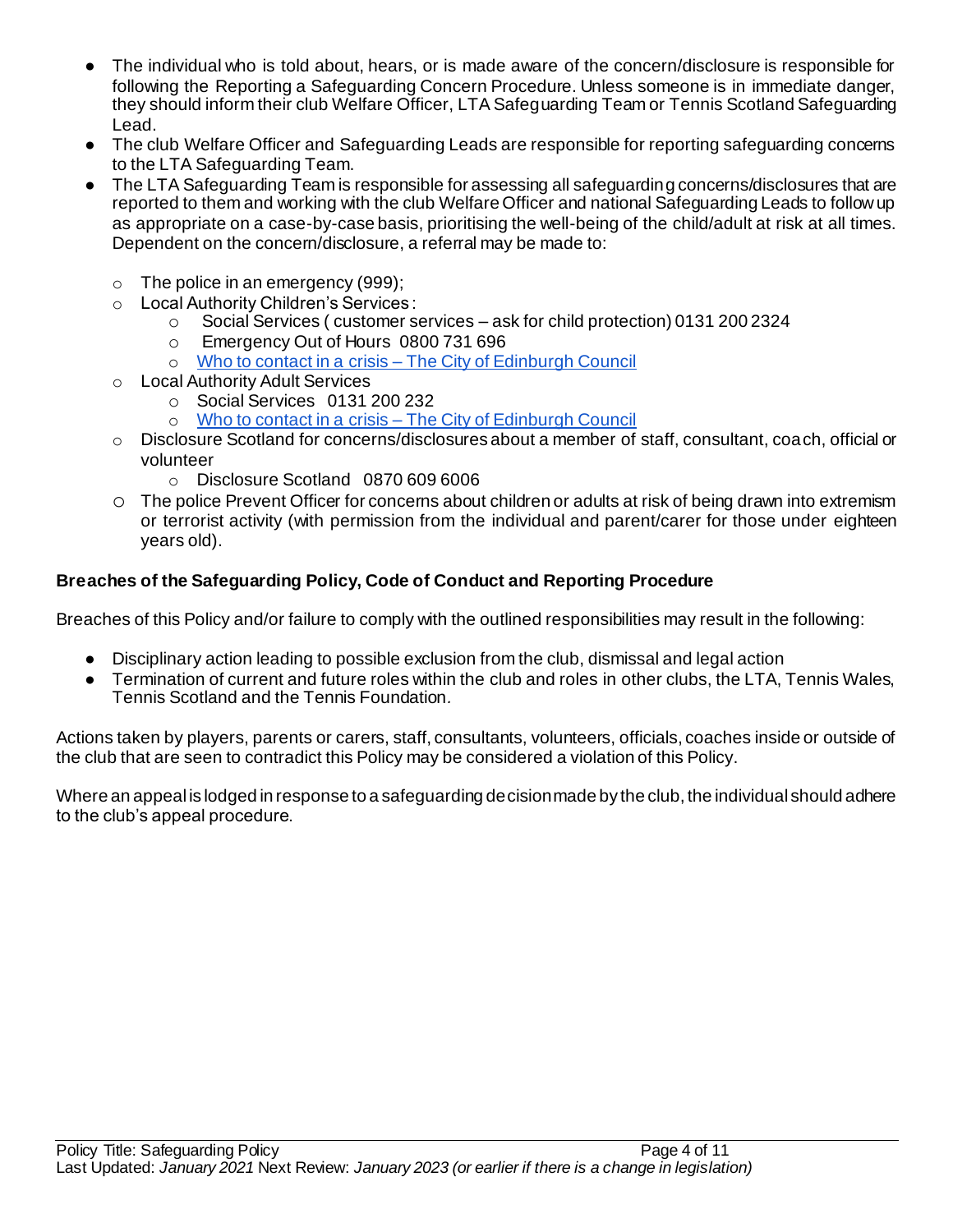- The individual who is told about, hears, or is made aware of the concern/disclosure is responsible for following the Reporting a Safeguarding Concern Procedure. Unless someone is in immediate danger, they should inform their club Welfare Officer, LTA Safeguarding Team or Tennis Scotland Safeguarding Lead.
- The club Welfare Officer and Safeguarding Leads are responsible for reporting safeguarding concerns to the LTA Safeguarding Team.
- The LTA Safeguarding Team is responsible for assessing all safeguarding concerns/disclosures that are reported to them and working with the club Welfare Officer and national Safeguarding Leads to follow up as appropriate on a case-by-case basis, prioritising the well-being of the child/adult at risk at all times. Dependent on the concern/disclosure, a referral may be made to:
  - The police in an emergency (999);
  - Local Authority Children's Services:
    - Social Services ( customer services – ask for child protection) 0131 200 2324
    - Emergency Out of Hours 0800 731 696
    - [Who to contact in a crisis – The City of Edinburgh Council]
  - Local Authority Adult Services
    - Social Services 0131 200 232
    - [Who to contact in a crisis – The City of Edinburgh Council]
  - Disclosure Scotland for concerns/disclosures about a member of staff, consultant, coach, official or volunteer
    - Disclosure Scotland 0870 609 6006
  - The police Prevent Officer for concerns about children or adults at risk of being drawn into extremism or terrorist activity (with permission from the individual and parent/carer for those under eighteen years old).

**Breaches of the Safeguarding Policy, Code of Conduct and Reporting Procedure**

Breaches of this Policy and/or failure to comply with the outlined responsibilities may result in the following:

- Disciplinary action leading to possible exclusion from the club, dismissal and legal action
- Termination of current and future roles within the club and roles in other clubs, the LTA, Tennis Wales, Tennis Scotland and the Tennis Foundation.

Actions taken by players, parents or carers, staff, consultants, volunteers, officials, coaches inside or outside of the club that are seen to contradict this Policy may be considered a violation of this Policy.

Where an appeal is lodged in response to a safeguarding decision made by the club, the individual should adhere to the club's appeal procedure.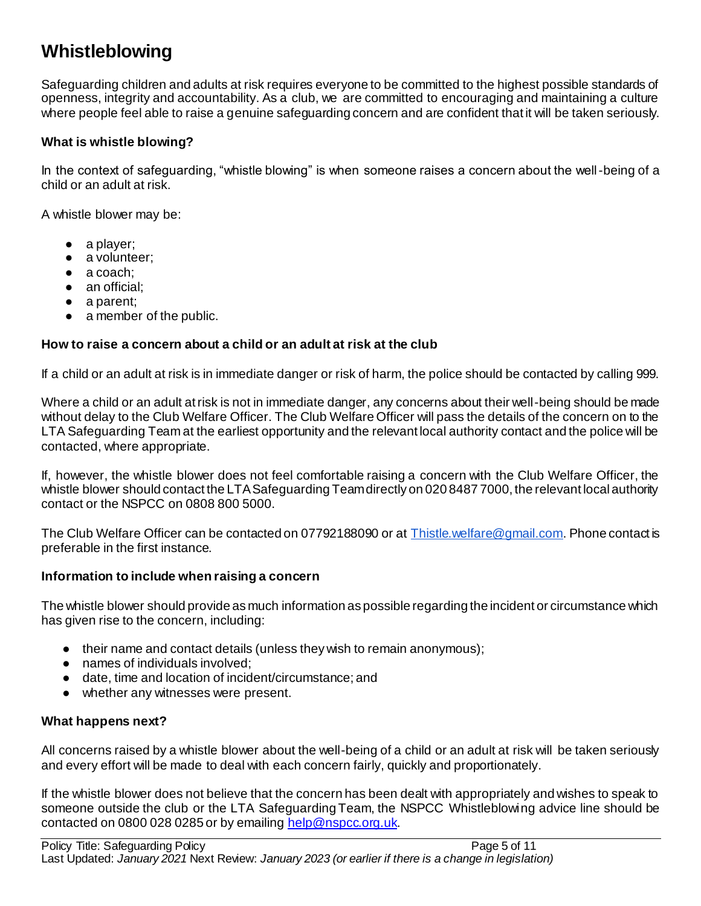# Whistleblowing

Safeguarding children and adults at risk requires everyone to be committed to the highest possible standards of openness, integrity and accountability. As a club, we are committed to encouraging and maintaining a culture where people feel able to raise a genuine safeguarding concern and are confident that it will be taken seriously.

### What is whistle blowing?

In the context of safeguarding, "whistle blowing" is when someone raises a concern about the well-being of a child or an adult at risk.

A whistle blower may be:

- a player;
- a volunteer;
- a coach;
- an official;
- a parent;
- a member of the public.

### How to raise a concern about a child or an adult at risk at the club

If a child or an adult at risk is in immediate danger or risk of harm, the police should be contacted by calling 999.

Where a child or an adult at risk is not in immediate danger, any concerns about their well-being should be made without delay to the Club Welfare Officer. The Club Welfare Officer will pass the details of the concern on to the LTA Safeguarding Team at the earliest opportunity and the relevant local authority contact and the police will be contacted, where appropriate.

If, however, the whistle blower does not feel comfortable raising a concern with the Club Welfare Officer, the whistle blower should contact the LTA Safeguarding Team directly on 020 8487 7000, the relevant local authority contact or the NSPCC on 0808 800 5000.

The Club Welfare Officer can be contacted on 07792188090 or at [Thistle.welfare@gmail.com](mailto:Thistle.welfare@gmail.com). Phone contact is preferable in the first instance.

### Information to include when raising a concern

The whistle blower should provide as much information as possible regarding the incident or circumstance which has given rise to the concern, including:

- their name and contact details (unless they wish to remain anonymous);
- names of individuals involved;
- date, time and location of incident/circumstance; and
- whether any witnesses were present.

### What happens next?

All concerns raised by a whistle blower about the well-being of a child or an adult at risk will be taken seriously and every effort will be made to deal with each concern fairly, quickly and proportionately.

If the whistle blower does not believe that the concern has been dealt with appropriately and wishes to speak to someone outside the club or the LTA Safeguarding Team, the NSPCC Whistleblowing advice line should be contacted on 0800 028 0285 or by emailing [help@nspcc.org.uk](mailto:help@nspcc.org.uk).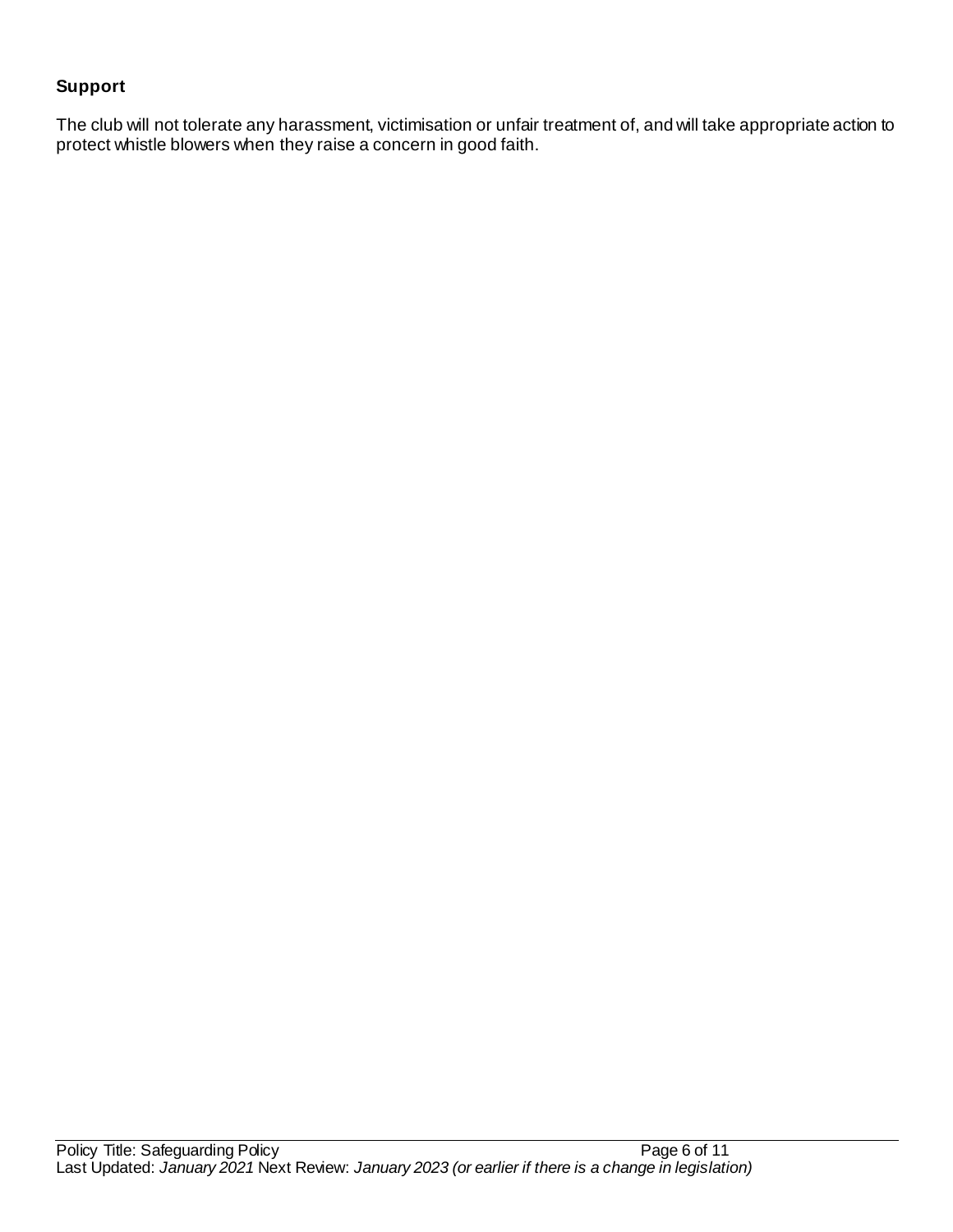**Support**

The club will not tolerate any harassment, victimisation or unfair treatment of, and will take appropriate action to protect whistle blowers when they raise a concern in good faith.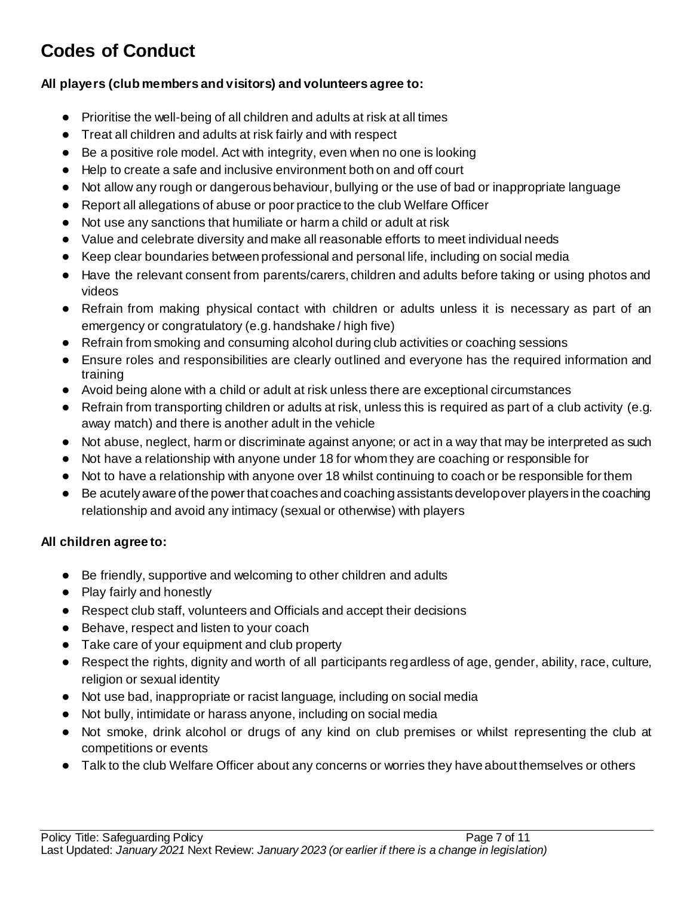# Codes of Conduct

**All players (club members and visitors) and volunteers agree to:**

- Prioritise the well-being of all children and adults at risk at all times
- Treat all children and adults at risk fairly and with respect
- Be a positive role model. Act with integrity, even when no one is looking
- Help to create a safe and inclusive environment both on and off court
- Not allow any rough or dangerous behaviour, bullying or the use of bad or inappropriate language
- Report all allegations of abuse or poor practice to the club Welfare Officer
- Not use any sanctions that humiliate or harm a child or adult at risk
- Value and celebrate diversity and make all reasonable efforts to meet individual needs
- Keep clear boundaries between professional and personal life, including on social media
- Have the relevant consent from parents/carers, children and adults before taking or using photos and videos
- Refrain from making physical contact with children or adults unless it is necessary as part of an emergency or congratulatory (e.g. handshake / high five)
- Refrain from smoking and consuming alcohol during club activities or coaching sessions
- Ensure roles and responsibilities are clearly outlined and everyone has the required information and training
- Avoid being alone with a child or adult at risk unless there are exceptional circumstances
- Refrain from transporting children or adults at risk, unless this is required as part of a club activity (e.g. away match) and there is another adult in the vehicle
- Not abuse, neglect, harm or discriminate against anyone; or act in a way that may be interpreted as such
- Not have a relationship with anyone under 18 for whom they are coaching or responsible for
- Not to have a relationship with anyone over 18 whilst continuing to coach or be responsible for them
- Be acutely aware of the power that coaches and coaching assistants develop over players in the coaching relationship and avoid any intimacy (sexual or otherwise) with players

**All children agree to:**

- Be friendly, supportive and welcoming to other children and adults
- Play fairly and honestly
- Respect club staff, volunteers and Officials and accept their decisions
- Behave, respect and listen to your coach
- Take care of your equipment and club property
- Respect the rights, dignity and worth of all participants regardless of age, gender, ability, race, culture, religion or sexual identity
- Not use bad, inappropriate or racist language, including on social media
- Not bully, intimidate or harass anyone, including on social media
- Not smoke, drink alcohol or drugs of any kind on club premises or whilst representing the club at competitions or events
- Talk to the club Welfare Officer about any concerns or worries they have about themselves or others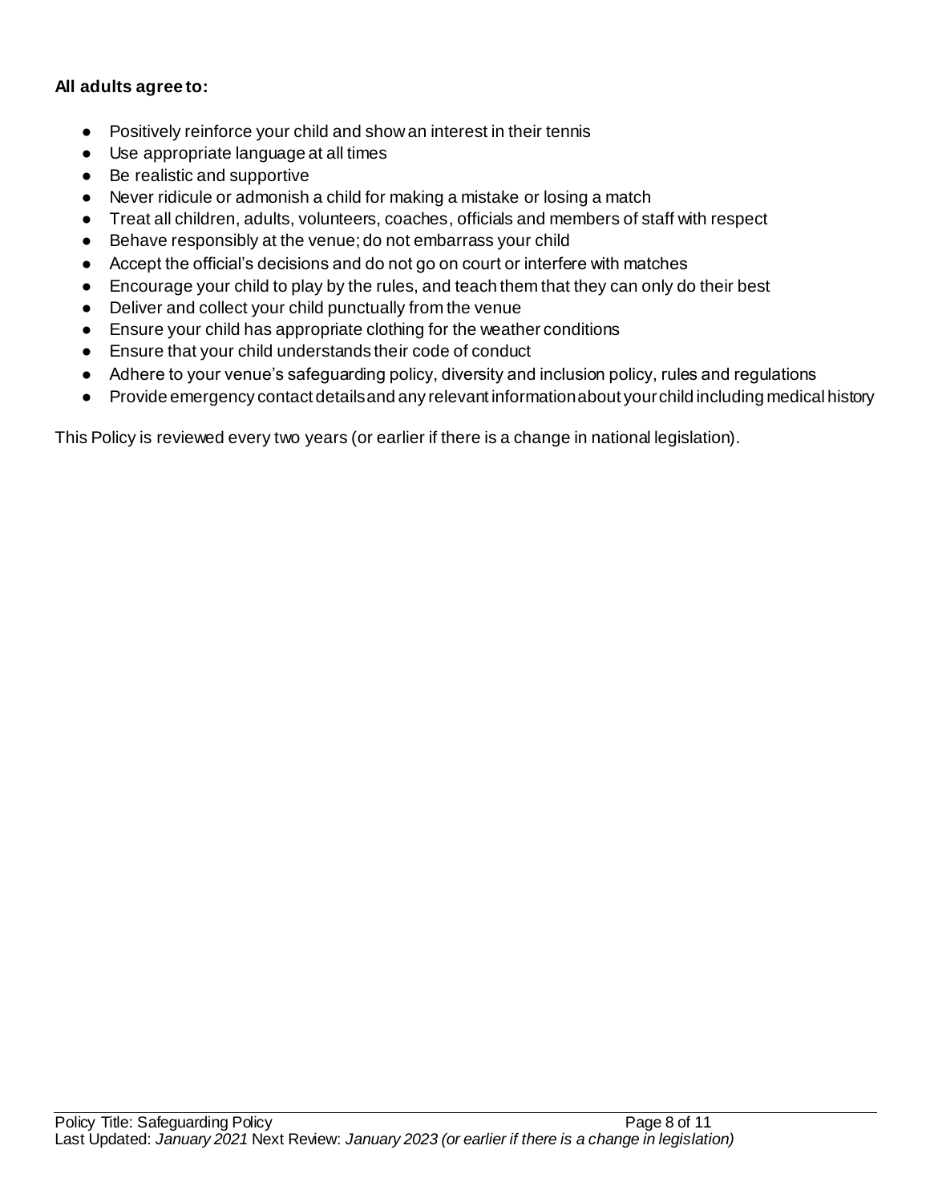**All adults agree to:**

- Positively reinforce your child and show an interest in their tennis
- Use appropriate language at all times
- Be realistic and supportive
- Never ridicule or admonish a child for making a mistake or losing a match
- Treat all children, adults, volunteers, coaches, officials and members of staff with respect
- Behave responsibly at the venue; do not embarrass your child
- Accept the official's decisions and do not go on court or interfere with matches
- Encourage your child to play by the rules, and teach them that they can only do their best
- Deliver and collect your child punctually from the venue
- Ensure your child has appropriate clothing for the weather conditions
- Ensure that your child understands their code of conduct
- Adhere to your venue's safeguarding policy, diversity and inclusion policy, rules and regulations
- Provide emergency contact details and any relevant information about your child including medical history

This Policy is reviewed every two years (or earlier if there is a change in national legislation).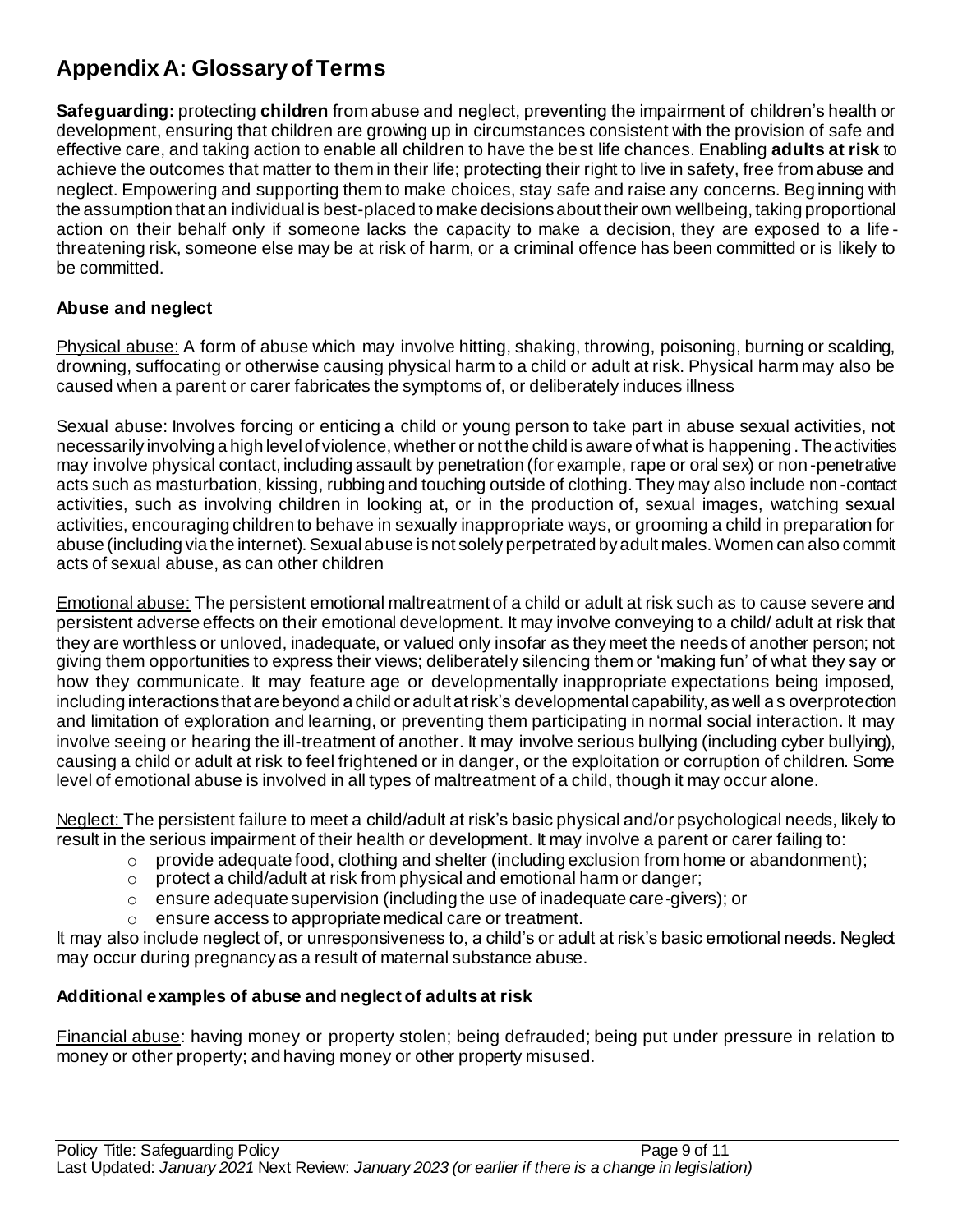# Appendix A: Glossary of Terms

**Safeguarding:** protecting **children** from abuse and neglect, preventing the impairment of children's health or development, ensuring that children are growing up in circumstances consistent with the provision of safe and effective care, and taking action to enable all children to have the best life chances. Enabling **adults at risk** to achieve the outcomes that matter to them in their life; protecting their right to live in safety, free from abuse and neglect. Empowering and supporting them to make choices, stay safe and raise any concerns. Beginning with the assumption that an individual is best-placed to make decisions about their own wellbeing, taking proportional action on their behalf only if someone lacks the capacity to make a decision, they are exposed to a life-threatening risk, someone else may be at risk of harm, or a criminal offence has been committed or is likely to be committed.

### Abuse and neglect

Physical abuse: A form of abuse which may involve hitting, shaking, throwing, poisoning, burning or scalding, drowning, suffocating or otherwise causing physical harm to a child or adult at risk. Physical harm may also be caused when a parent or carer fabricates the symptoms of, or deliberately induces illness

Sexual abuse: Involves forcing or enticing a child or young person to take part in abuse sexual activities, not necessarily involving a high level of violence, whether or not the child is aware of what is happening. The activities may involve physical contact, including assault by penetration (for example, rape or oral sex) or non-penetrative acts such as masturbation, kissing, rubbing and touching outside of clothing. They may also include non-contact activities, such as involving children in looking at, or in the production of, sexual images, watching sexual activities, encouraging children to behave in sexually inappropriate ways, or grooming a child in preparation for abuse (including via the internet). Sexual abuse is not solely perpetrated by adult males. Women can also commit acts of sexual abuse, as can other children

Emotional abuse: The persistent emotional maltreatment of a child or adult at risk such as to cause severe and persistent adverse effects on their emotional development. It may involve conveying to a child/ adult at risk that they are worthless or unloved, inadequate, or valued only insofar as they meet the needs of another person; not giving them opportunities to express their views; deliberately silencing them or 'making fun' of what they say or how they communicate. It may feature age or developmentally inappropriate expectations being imposed, including interactions that are beyond a child or adult at risk's developmental capability, as well as overprotection and limitation of exploration and learning, or preventing them participating in normal social interaction. It may involve seeing or hearing the ill-treatment of another. It may involve serious bullying (including cyber bullying), causing a child or adult at risk to feel frightened or in danger, or the exploitation or corruption of children. Some level of emotional abuse is involved in all types of maltreatment of a child, though it may occur alone.

Neglect: The persistent failure to meet a child/adult at risk's basic physical and/or psychological needs, likely to result in the serious impairment of their health or development. It may involve a parent or carer failing to:

- provide adequate food, clothing and shelter (including exclusion from home or abandonment);
- protect a child/adult at risk from physical and emotional harm or danger;
- ensure adequate supervision (including the use of inadequate care-givers); or
- ensure access to appropriate medical care or treatment.

It may also include neglect of, or unresponsiveness to, a child's or adult at risk's basic emotional needs. Neglect may occur during pregnancy as a result of maternal substance abuse.

### Additional examples of abuse and neglect of adults at risk

Financial abuse: having money or property stolen; being defrauded; being put under pressure in relation to money or other property; and having money or other property misused.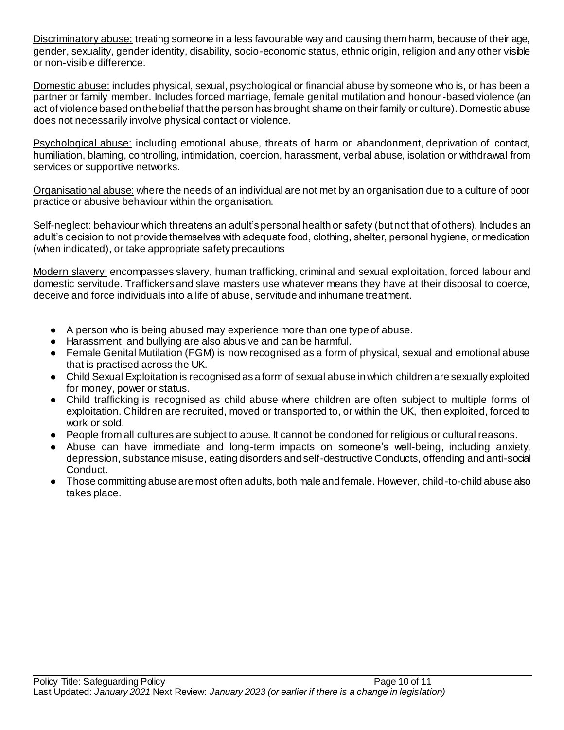Discriminatory abuse: treating someone in a less favourable way and causing them harm, because of their age, gender, sexuality, gender identity, disability, socio-economic status, ethnic origin, religion and any other visible or non-visible difference.

Domestic abuse: includes physical, sexual, psychological or financial abuse by someone who is, or has been a partner or family member. Includes forced marriage, female genital mutilation and honour-based violence (an act of violence based on the belief that the person has brought shame on their family or culture). Domestic abuse does not necessarily involve physical contact or violence.

Psychological abuse: including emotional abuse, threats of harm or abandonment, deprivation of contact, humiliation, blaming, controlling, intimidation, coercion, harassment, verbal abuse, isolation or withdrawal from services or supportive networks.

Organisational abuse: where the needs of an individual are not met by an organisation due to a culture of poor practice or abusive behaviour within the organisation.

Self-neglect: behaviour which threatens an adult's personal health or safety (but not that of others). Includes an adult's decision to not provide themselves with adequate food, clothing, shelter, personal hygiene, or medication (when indicated), or take appropriate safety precautions

Modern slavery: encompasses slavery, human trafficking, criminal and sexual exploitation, forced labour and domestic servitude. Traffickers and slave masters use whatever means they have at their disposal to coerce, deceive and force individuals into a life of abuse, servitude and inhumane treatment.

- A person who is being abused may experience more than one type of abuse.
- Harassment, and bullying are also abusive and can be harmful.
- Female Genital Mutilation (FGM) is now recognised as a form of physical, sexual and emotional abuse that is practised across the UK.
- Child Sexual Exploitation is recognised as a form of sexual abuse in which children are sexually exploited for money, power or status.
- Child trafficking is recognised as child abuse where children are often subject to multiple forms of exploitation. Children are recruited, moved or transported to, or within the UK, then exploited, forced to work or sold.
- People from all cultures are subject to abuse. It cannot be condoned for religious or cultural reasons.
- Abuse can have immediate and long-term impacts on someone's well-being, including anxiety, depression, substance misuse, eating disorders and self-destructive Conducts, offending and anti-social Conduct.
- Those committing abuse are most often adults, both male and female. However, child-to-child abuse also takes place.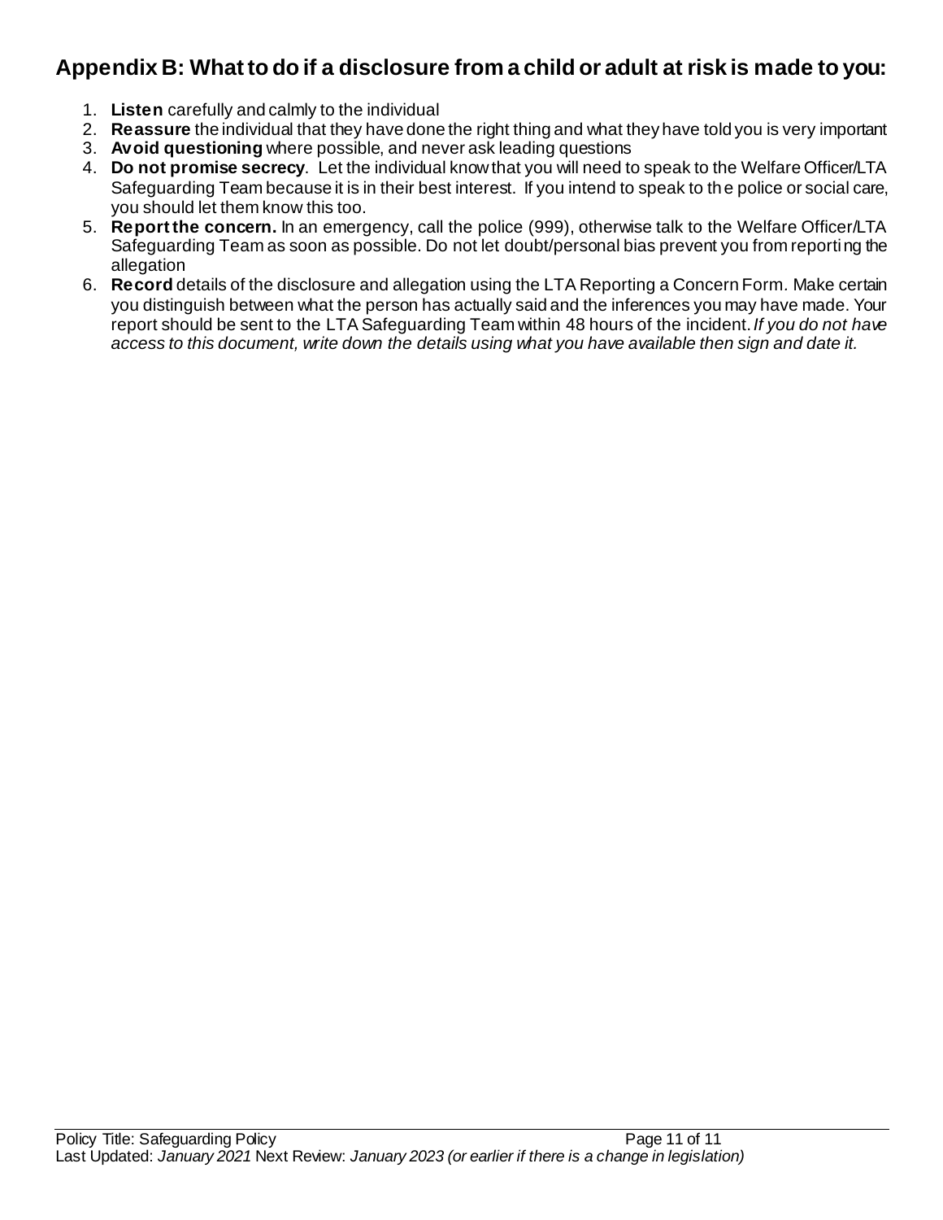## Appendix B: What to do if a disclosure from a child or adult at risk is made to you:

1. **Listen** carefully and calmly to the individual
2. **Reassure** the individual that they have done the right thing and what they have told you is very important
3. **Avoid questioning** where possible, and never ask leading questions
4. **Do not promise secrecy**. Let the individual know that you will need to speak to the Welfare Officer/LTA Safeguarding Team because it is in their best interest. If you intend to speak to the police or social care, you should let them know this too.
5. **Report the concern.** In an emergency, call the police (999), otherwise talk to the Welfare Officer/LTA Safeguarding Team as soon as possible. Do not let doubt/personal bias prevent you from reporting the allegation
6. **Record** details of the disclosure and allegation using the LTA Reporting a Concern Form. Make certain you distinguish between what the person has actually said and the inferences you may have made. Your report should be sent to the LTA Safeguarding Team within 48 hours of the incident. *If you do not have access to this document, write down the details using what you have available then sign and date it.*